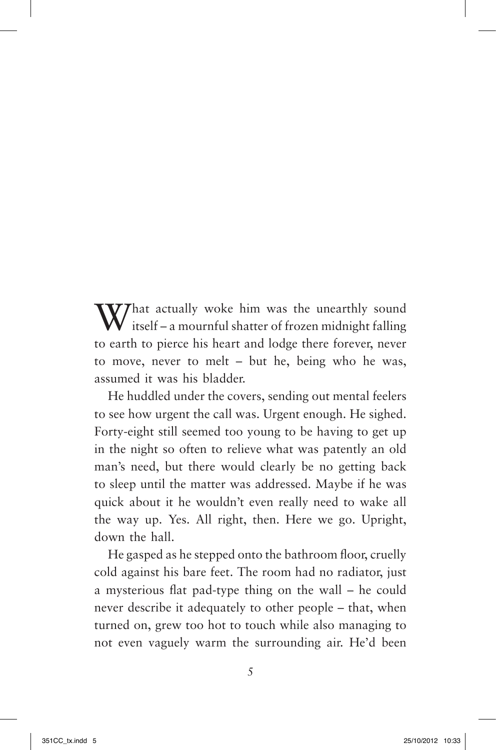What actually woke him was the unearthly sound itself – a mournful shatter of frozen midnight falling to earth to pierce his heart and lodge there forever, never to move, never to melt – but he, being who he was, assumed it was his bladder.

He huddled under the covers, sending out mental feelers to see how urgent the call was. Urgent enough. He sighed. Forty-eight still seemed too young to be having to get up in the night so often to relieve what was patently an old man's need, but there would clearly be no getting back to sleep until the matter was addressed. Maybe if he was quick about it he wouldn't even really need to wake all the way up. Yes. All right, then. Here we go. Upright, down the hall.

He gasped as he stepped onto the bathroom floor, cruelly cold against his bare feet. The room had no radiator, just a mysterious flat pad-type thing on the wall – he could never describe it adequately to other people – that, when turned on, grew too hot to touch while also managing to not even vaguely warm the surrounding air. He'd been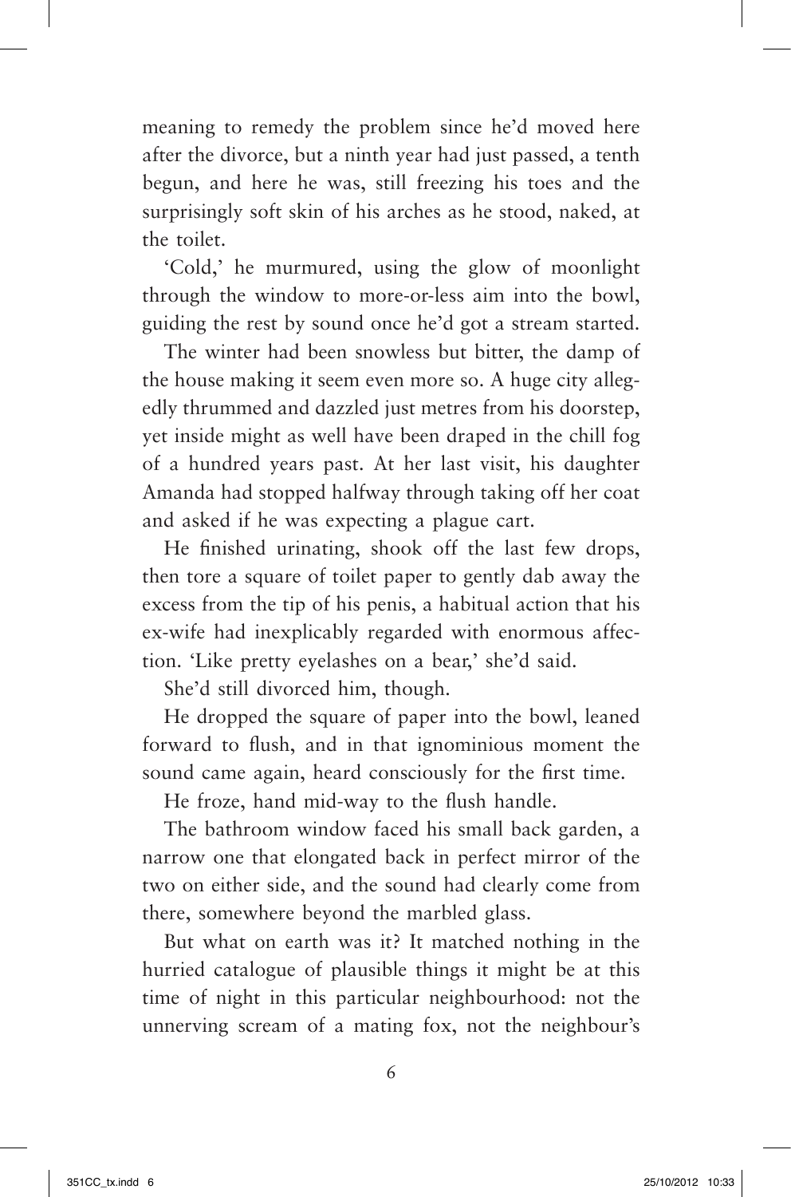meaning to remedy the problem since he'd moved here after the divorce, but a ninth year had just passed, a tenth begun, and here he was, still freezing his toes and the surprisingly soft skin of his arches as he stood, naked, at the toilet.

'Cold,' he murmured, using the glow of moonlight through the window to more-or-less aim into the bowl, guiding the rest by sound once he'd got a stream started.

The winter had been snowless but bitter, the damp of the house making it seem even more so. A huge city allegedly thrummed and dazzled just metres from his doorstep, yet inside might as well have been draped in the chill fog of a hundred years past. At her last visit, his daughter Amanda had stopped halfway through taking off her coat and asked if he was expecting a plague cart.

He finished urinating, shook off the last few drops, then tore a square of toilet paper to gently dab away the excess from the tip of his penis, a habitual action that his ex-wife had inexplicably regarded with enormous affection. 'Like pretty eyelashes on a bear,' she'd said.

She'd still divorced him, though.

He dropped the square of paper into the bowl, leaned forward to flush, and in that ignominious moment the sound came again, heard consciously for the first time.

He froze, hand mid-way to the flush handle.

The bathroom window faced his small back garden, a narrow one that elongated back in perfect mirror of the two on either side, and the sound had clearly come from there, somewhere beyond the marbled glass.

But what on earth was it? It matched nothing in the hurried catalogue of plausible things it might be at this time of night in this particular neighbourhood: not the unnerving scream of a mating fox, not the neighbour's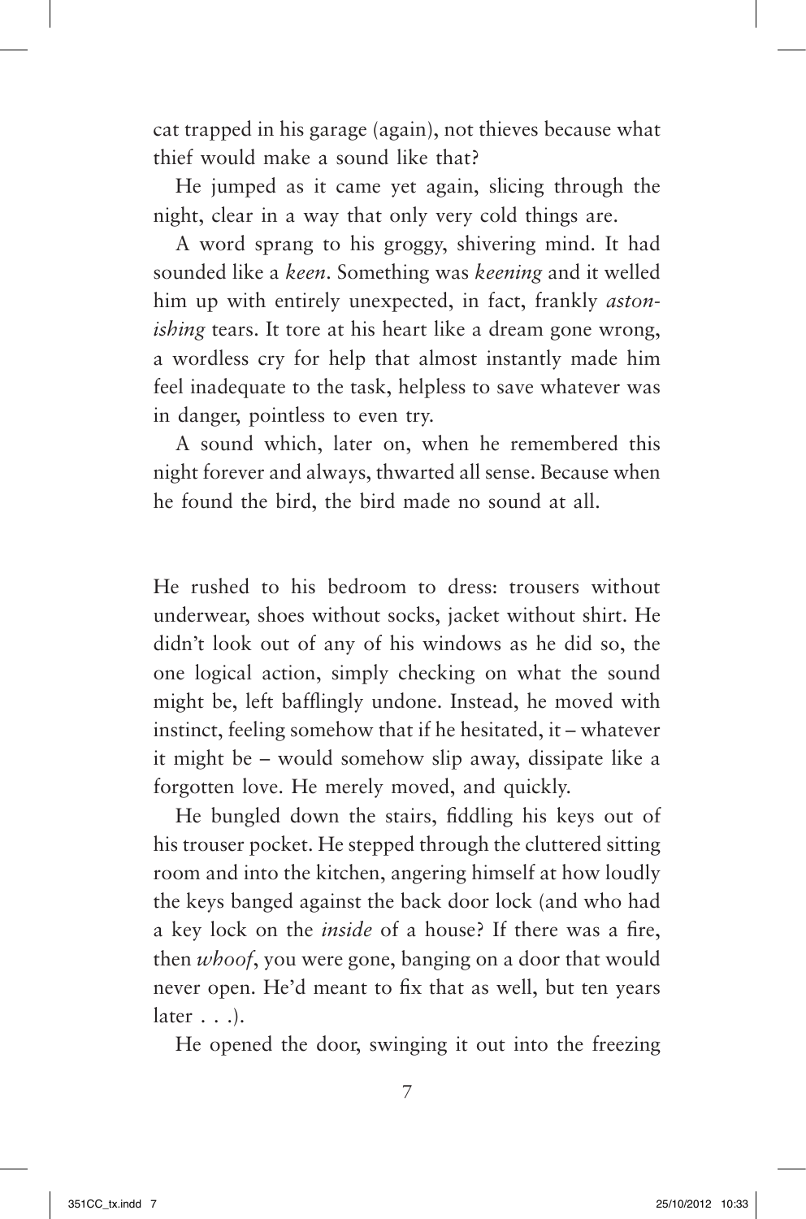cat trapped in his garage (again), not thieves because what thief would make a sound like that?

He jumped as it came yet again, slicing through the night, clear in a way that only very cold things are.

A word sprang to his groggy, shivering mind. It had sounded like a *keen*. Something was *keening* and it welled him up with entirely unexpected, in fact, frankly *astonishing* tears. It tore at his heart like a dream gone wrong, a wordless cry for help that almost instantly made him feel inadequate to the task, helpless to save whatever was in danger, pointless to even try.

A sound which, later on, when he remembered this night forever and always, thwarted all sense. Because when he found the bird, the bird made no sound at all.

He rushed to his bedroom to dress: trousers without underwear, shoes without socks, jacket without shirt. He didn't look out of any of his windows as he did so, the one logical action, simply checking on what the sound might be, left bafflingly undone. Instead, he moved with instinct, feeling somehow that if he hesitated, it – whatever it might be – would somehow slip away, dissipate like a forgotten love. He merely moved, and quickly.

He bungled down the stairs, fiddling his keys out of his trouser pocket. He stepped through the cluttered sitting room and into the kitchen, angering himself at how loudly the keys banged against the back door lock (and who had a key lock on the *inside* of a house? If there was a fire, then *whoof*, you were gone, banging on a door that would never open. He'd meant to fix that as well, but ten years later . . .).

He opened the door, swinging it out into the freezing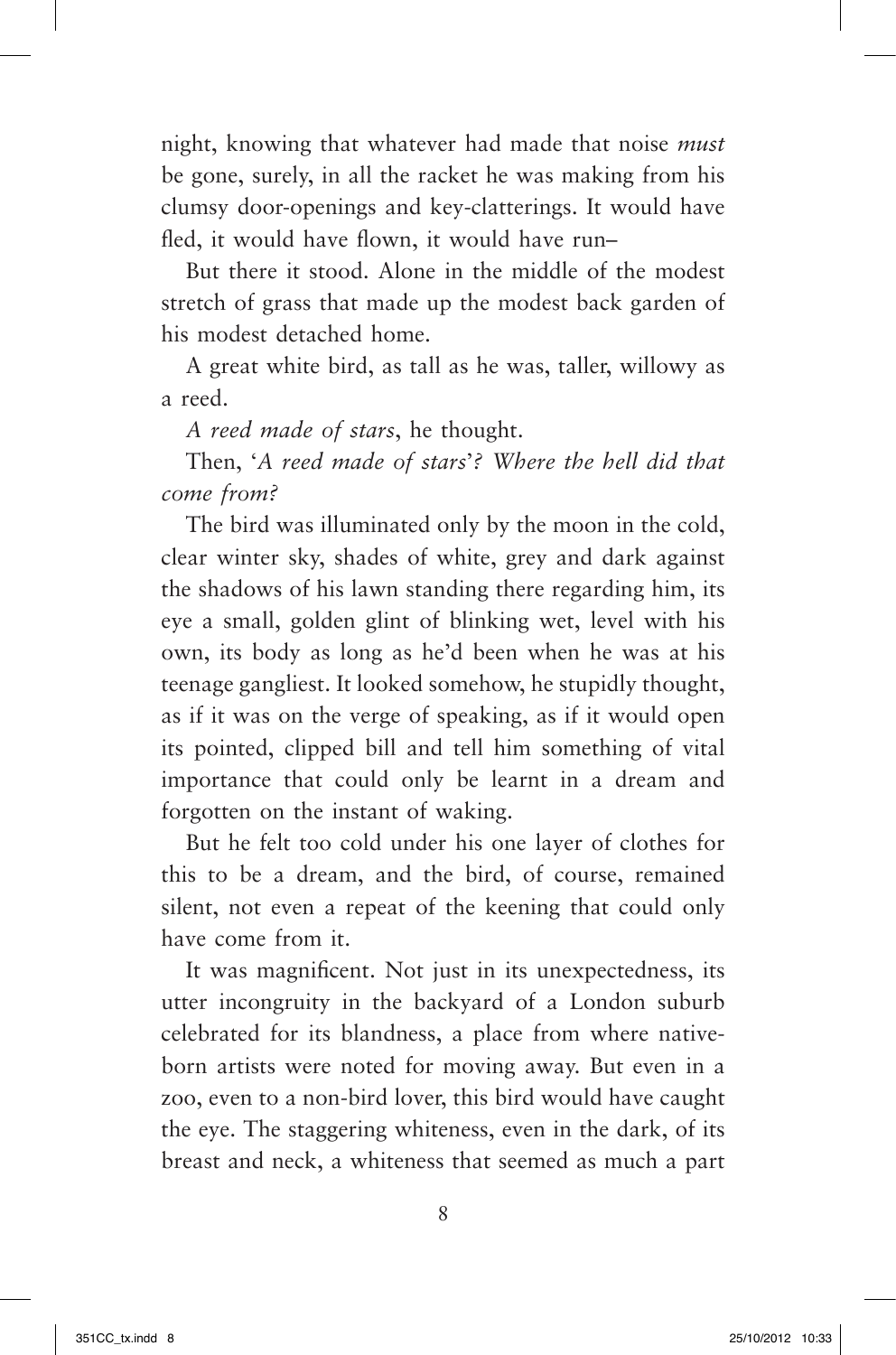night, knowing that whatever had made that noise *must* be gone, surely, in all the racket he was making from his clumsy door-openings and key-clatterings. It would have fled, it would have flown, it would have run–

But there it stood. Alone in the middle of the modest stretch of grass that made up the modest back garden of his modest detached home.

A great white bird, as tall as he was, taller, willowy as a reed.

*A reed made of stars*, he thought.

Then, '*A reed made of stars*'? *Where the hell did that come from?*

The bird was illuminated only by the moon in the cold, clear winter sky, shades of white, grey and dark against the shadows of his lawn standing there regarding him, its eye a small, golden glint of blinking wet, level with his own, its body as long as he'd been when he was at his teenage gangliest. It looked somehow, he stupidly thought, as if it was on the verge of speaking, as if it would open its pointed, clipped bill and tell him something of vital importance that could only be learnt in a dream and forgotten on the instant of waking.

But he felt too cold under his one layer of clothes for this to be a dream, and the bird, of course, remained silent, not even a repeat of the keening that could only have come from it.

It was magnificent. Not just in its unexpectedness, its utter incongruity in the backyard of a London suburb celebrated for its blandness, a place from where native-born artists were noted for moving away. But even in a zoo, even to a non-bird lover, this bird would have caught the eye. The staggering whiteness, even in the dark, of its breast and neck, a whiteness that seemed as much a part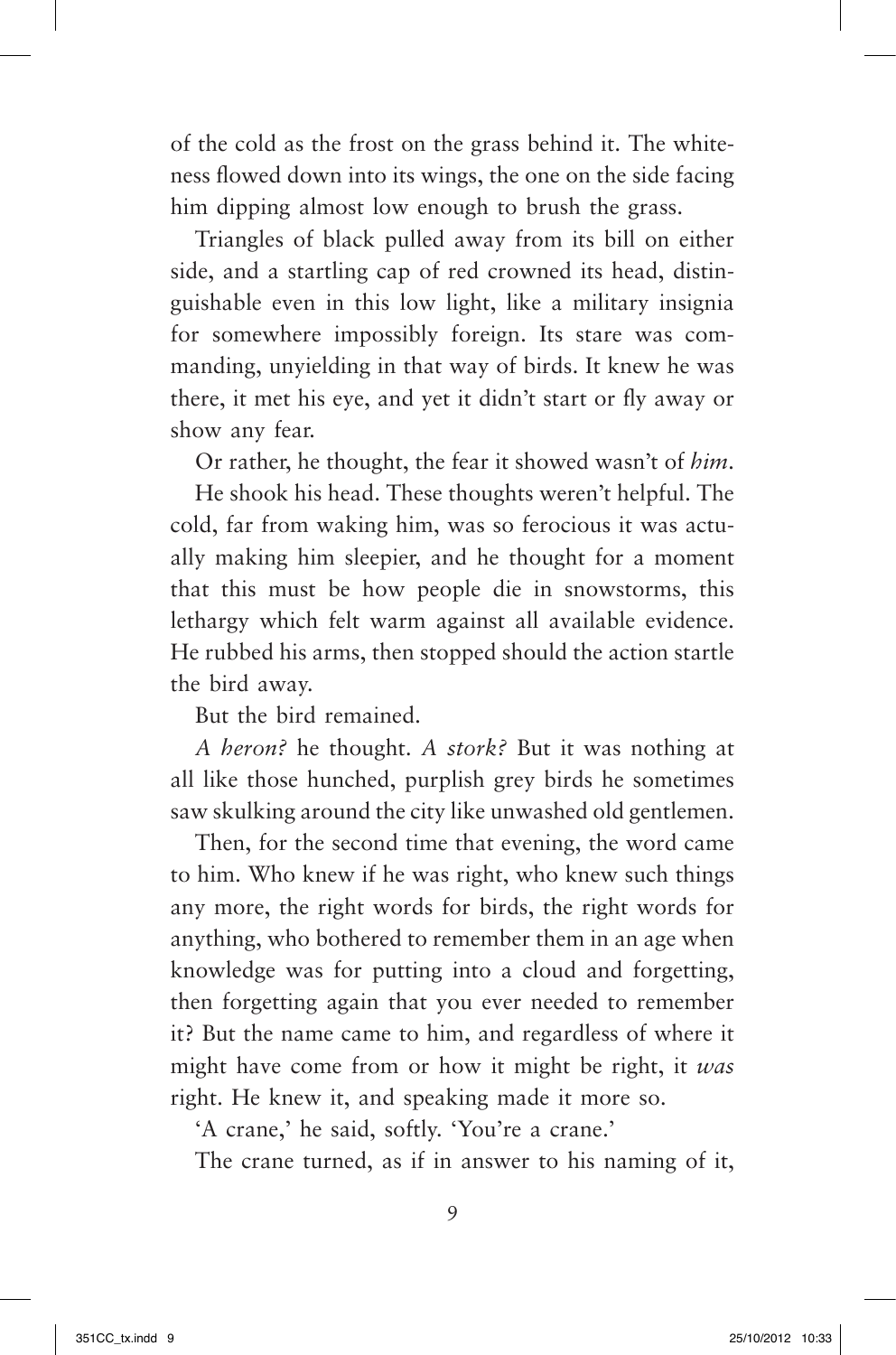of the cold as the frost on the grass behind it. The whiteness flowed down into its wings, the one on the side facing him dipping almost low enough to brush the grass.

Triangles of black pulled away from its bill on either side, and a startling cap of red crowned its head, distinguishable even in this low light, like a military insignia for somewhere impossibly foreign. Its stare was commanding, unyielding in that way of birds. It knew he was there, it met his eye, and yet it didn't start or fly away or show any fear.

Or rather, he thought, the fear it showed wasn't of *him*.

He shook his head. These thoughts weren't helpful. The cold, far from waking him, was so ferocious it was actually making him sleepier, and he thought for a moment that this must be how people die in snowstorms, this lethargy which felt warm against all available evidence. He rubbed his arms, then stopped should the action startle the bird away.

But the bird remained.

*A heron?* he thought. *A stork?* But it was nothing at all like those hunched, purplish grey birds he sometimes saw skulking around the city like unwashed old gentlemen.

Then, for the second time that evening, the word came to him. Who knew if he was right, who knew such things any more, the right words for birds, the right words for anything, who bothered to remember them in an age when knowledge was for putting into a cloud and forgetting, then forgetting again that you ever needed to remember it? But the name came to him, and regardless of where it might have come from or how it might be right, it *was* right. He knew it, and speaking made it more so.

'A crane,' he said, softly. 'You're a crane.'

The crane turned, as if in answer to his naming of it,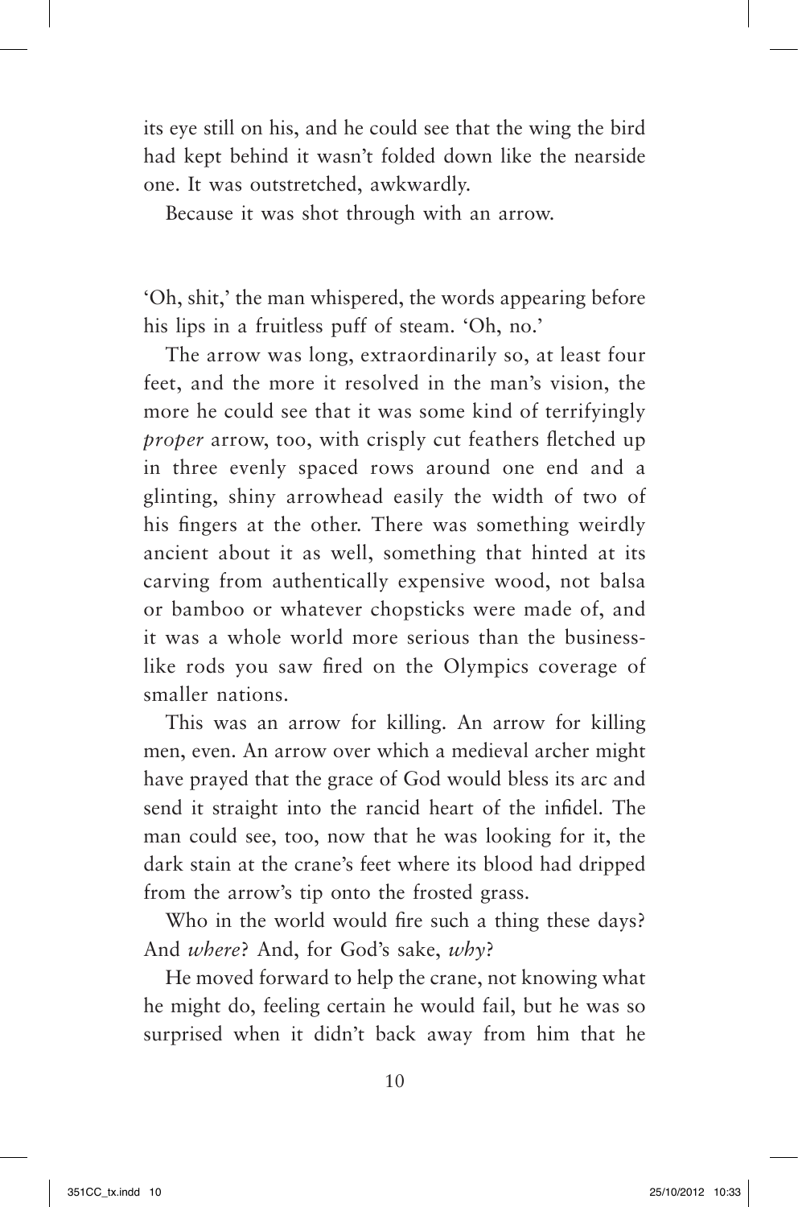its eye still on his, and he could see that the wing the bird had kept behind it wasn't folded down like the nearside one. It was outstretched, awkwardly.

Because it was shot through with an arrow.

'Oh, shit,' the man whispered, the words appearing before his lips in a fruitless puff of steam. 'Oh, no.'

The arrow was long, extraordinarily so, at least four feet, and the more it resolved in the man's vision, the more he could see that it was some kind of terrifyingly *proper* arrow, too, with crisply cut feathers fletched up in three evenly spaced rows around one end and a glinting, shiny arrowhead easily the width of two of his fingers at the other. There was something weirdly ancient about it as well, something that hinted at its carving from authentically expensive wood, not balsa or bamboo or whatever chopsticks were made of, and it was a whole world more serious than the business-like rods you saw fired on the Olympics coverage of smaller nations.

This was an arrow for killing. An arrow for killing men, even. An arrow over which a medieval archer might have prayed that the grace of God would bless its arc and send it straight into the rancid heart of the infidel. The man could see, too, now that he was looking for it, the dark stain at the crane's feet where its blood had dripped from the arrow's tip onto the frosted grass.

Who in the world would fire such a thing these days? And *where*? And, for God's sake, *why*?

He moved forward to help the crane, not knowing what he might do, feeling certain he would fail, but he was so surprised when it didn't back away from him that he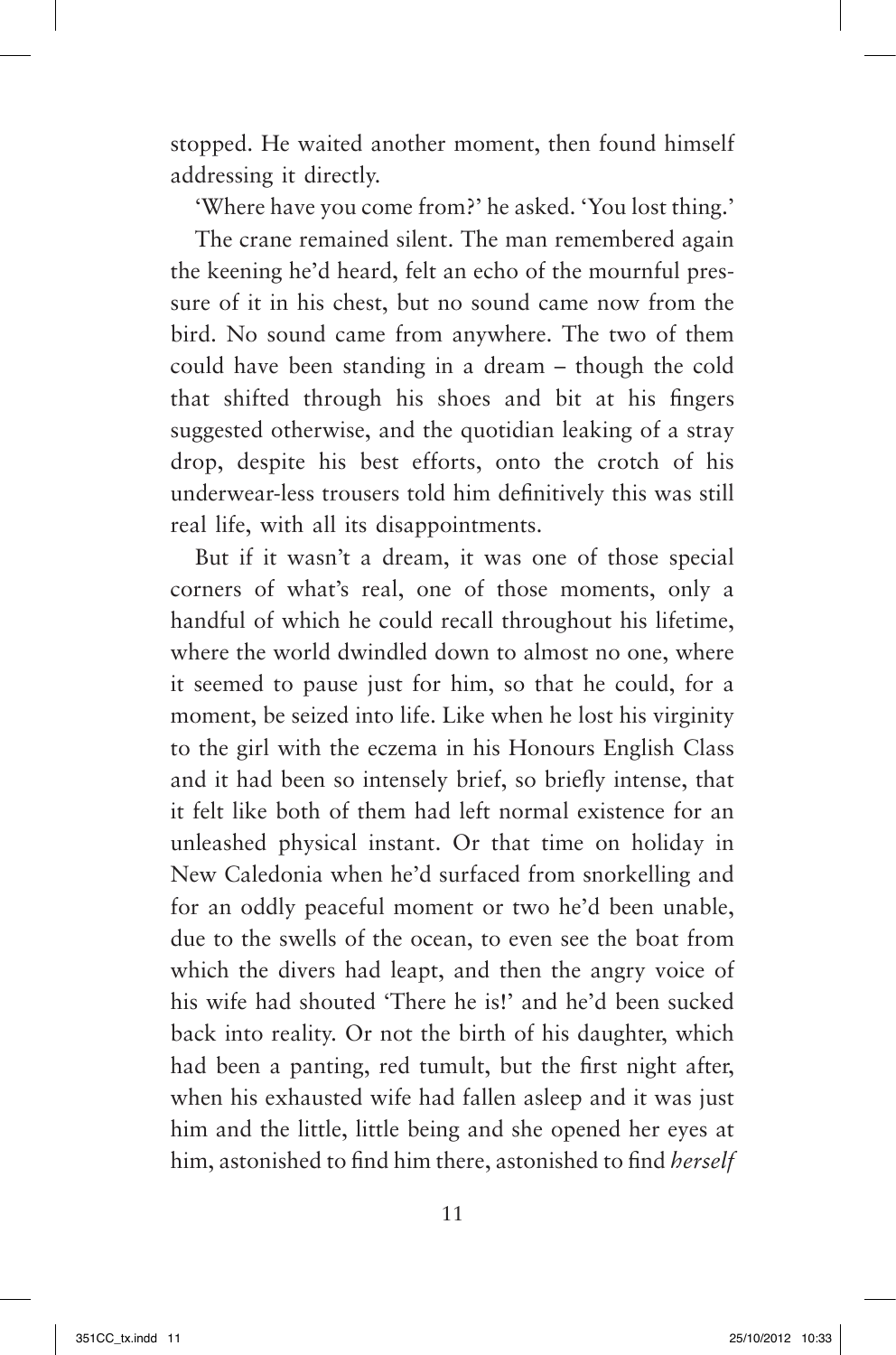stopped. He waited another moment, then found himself addressing it directly.

'Where have you come from?' he asked. 'You lost thing.'

The crane remained silent. The man remembered again the keening he'd heard, felt an echo of the mournful pressure of it in his chest, but no sound came now from the bird. No sound came from anywhere. The two of them could have been standing in a dream – though the cold that shifted through his shoes and bit at his fingers suggested otherwise, and the quotidian leaking of a stray drop, despite his best efforts, onto the crotch of his underwear-less trousers told him definitively this was still real life, with all its disappointments.

But if it wasn't a dream, it was one of those special corners of what's real, one of those moments, only a handful of which he could recall throughout his lifetime, where the world dwindled down to almost no one, where it seemed to pause just for him, so that he could, for a moment, be seized into life. Like when he lost his virginity to the girl with the eczema in his Honours English Class and it had been so intensely brief, so briefly intense, that it felt like both of them had left normal existence for an unleashed physical instant. Or that time on holiday in New Caledonia when he'd surfaced from snorkelling and for an oddly peaceful moment or two he'd been unable, due to the swells of the ocean, to even see the boat from which the divers had leapt, and then the angry voice of his wife had shouted 'There he is!' and he'd been sucked back into reality. Or not the birth of his daughter, which had been a panting, red tumult, but the first night after, when his exhausted wife had fallen asleep and it was just him and the little, little being and she opened her eyes at him, astonished to find him there, astonished to find *herself*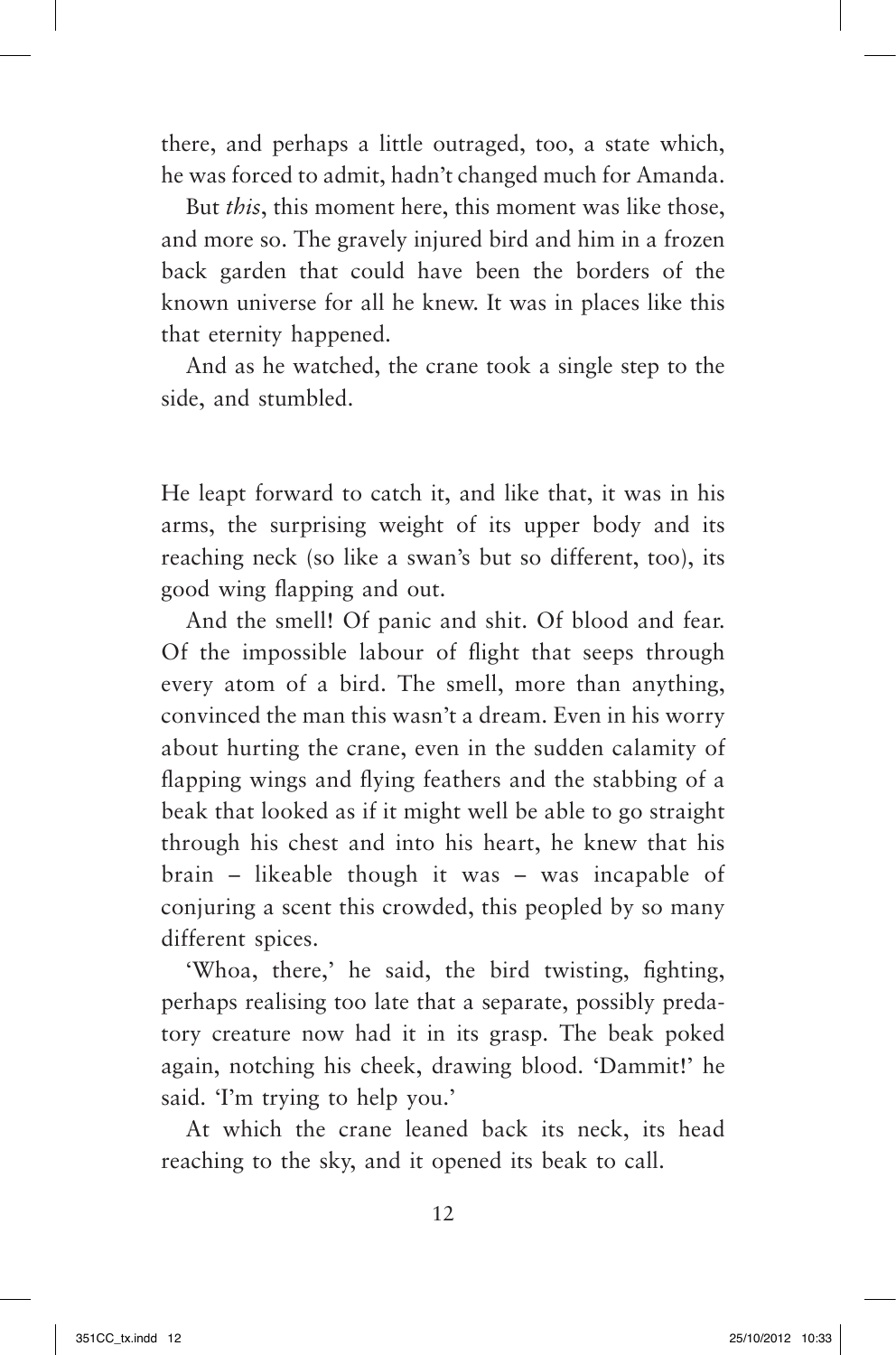there, and perhaps a little outraged, too, a state which, he was forced to admit, hadn't changed much for Amanda.

But *this*, this moment here, this moment was like those, and more so. The gravely injured bird and him in a frozen back garden that could have been the borders of the known universe for all he knew. It was in places like this that eternity happened.

And as he watched, the crane took a single step to the side, and stumbled.

He leapt forward to catch it, and like that, it was in his arms, the surprising weight of its upper body and its reaching neck (so like a swan's but so different, too), its good wing flapping and out.

And the smell! Of panic and shit. Of blood and fear. Of the impossible labour of flight that seeps through every atom of a bird. The smell, more than anything, convinced the man this wasn't a dream. Even in his worry about hurting the crane, even in the sudden calamity of flapping wings and flying feathers and the stabbing of a beak that looked as if it might well be able to go straight through his chest and into his heart, he knew that his brain – likeable though it was – was incapable of conjuring a scent this crowded, this peopled by so many different spices.

'Whoa, there,' he said, the bird twisting, fighting, perhaps realising too late that a separate, possibly predatory creature now had it in its grasp. The beak poked again, notching his cheek, drawing blood. 'Dammit!' he said. 'I'm trying to help you.'

At which the crane leaned back its neck, its head reaching to the sky, and it opened its beak to call.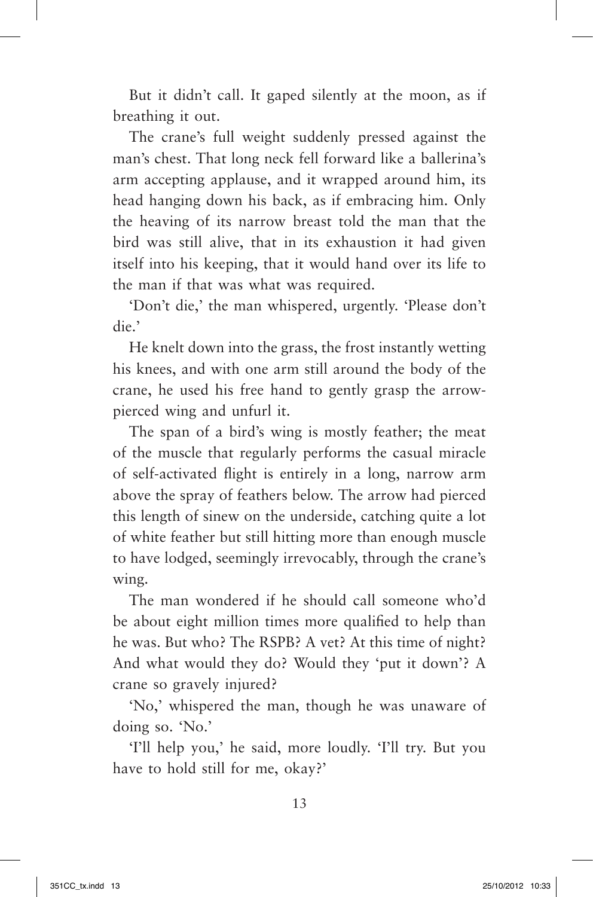But it didn't call. It gaped silently at the moon, as if breathing it out.

The crane's full weight suddenly pressed against the man's chest. That long neck fell forward like a ballerina's arm accepting applause, and it wrapped around him, its head hanging down his back, as if embracing him. Only the heaving of its narrow breast told the man that the bird was still alive, that in its exhaustion it had given itself into his keeping, that it would hand over its life to the man if that was what was required.

'Don't die,' the man whispered, urgently. 'Please don't die.'

He knelt down into the grass, the frost instantly wetting his knees, and with one arm still around the body of the crane, he used his free hand to gently grasp the arrow-pierced wing and unfurl it.

The span of a bird's wing is mostly feather; the meat of the muscle that regularly performs the casual miracle of self-activated flight is entirely in a long, narrow arm above the spray of feathers below. The arrow had pierced this length of sinew on the underside, catching quite a lot of white feather but still hitting more than enough muscle to have lodged, seemingly irrevocably, through the crane's wing.

The man wondered if he should call someone who'd be about eight million times more qualified to help than he was. But who? The RSPB? A vet? At this time of night? And what would they do? Would they 'put it down'? A crane so gravely injured?

'No,' whispered the man, though he was unaware of doing so. 'No.'

'I'll help you,' he said, more loudly. 'I'll try. But you have to hold still for me, okay?'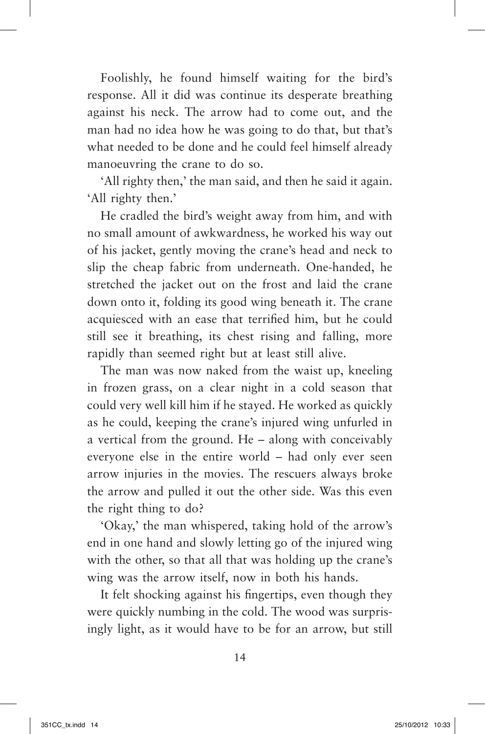Foolishly, he found himself waiting for the bird's response. All it did was continue its desperate breathing against his neck. The arrow had to come out, and the man had no idea how he was going to do that, but that's what needed to be done and he could feel himself already manoeuvring the crane to do so.

'All righty then,' the man said, and then he said it again. 'All righty then.'

He cradled the bird's weight away from him, and with no small amount of awkwardness, he worked his way out of his jacket, gently moving the crane's head and neck to slip the cheap fabric from underneath. One-handed, he stretched the jacket out on the frost and laid the crane down onto it, folding its good wing beneath it. The crane acquiesced with an ease that terrified him, but he could still see it breathing, its chest rising and falling, more rapidly than seemed right but at least still alive.

The man was now naked from the waist up, kneeling in frozen grass, on a clear night in a cold season that could very well kill him if he stayed. He worked as quickly as he could, keeping the crane's injured wing unfurled in a vertical from the ground. He – along with conceivably everyone else in the entire world – had only ever seen arrow injuries in the movies. The rescuers always broke the arrow and pulled it out the other side. Was this even the right thing to do?

'Okay,' the man whispered, taking hold of the arrow's end in one hand and slowly letting go of the injured wing with the other, so that all that was holding up the crane's wing was the arrow itself, now in both his hands.

It felt shocking against his fingertips, even though they were quickly numbing in the cold. The wood was surprisingly light, as it would have to be for an arrow, but still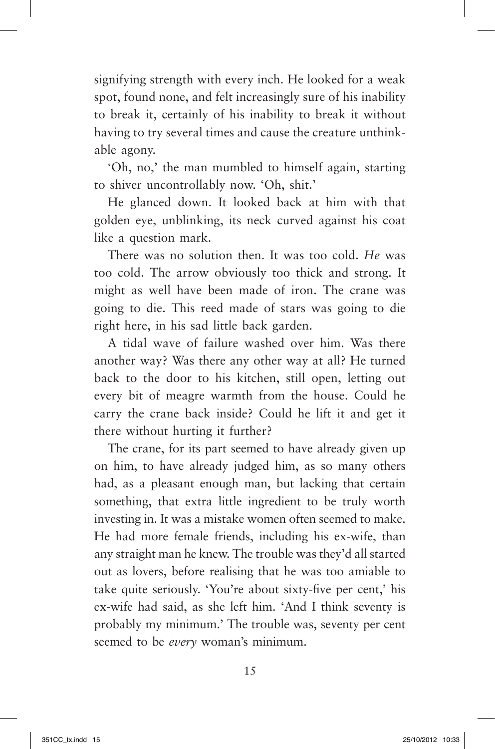signifying strength with every inch. He looked for a weak spot, found none, and felt increasingly sure of his inability to break it, certainly of his inability to break it without having to try several times and cause the creature unthinkable agony.

'Oh, no,' the man mumbled to himself again, starting to shiver uncontrollably now. 'Oh, shit.'

He glanced down. It looked back at him with that golden eye, unblinking, its neck curved against his coat like a question mark.

There was no solution then. It was too cold. *He* was too cold. The arrow obviously too thick and strong. It might as well have been made of iron. The crane was going to die. This reed made of stars was going to die right here, in his sad little back garden.

A tidal wave of failure washed over him. Was there another way? Was there any other way at all? He turned back to the door to his kitchen, still open, letting out every bit of meagre warmth from the house. Could he carry the crane back inside? Could he lift it and get it there without hurting it further?

The crane, for its part seemed to have already given up on him, to have already judged him, as so many others had, as a pleasant enough man, but lacking that certain something, that extra little ingredient to be truly worth investing in. It was a mistake women often seemed to make. He had more female friends, including his ex-wife, than any straight man he knew. The trouble was they'd all started out as lovers, before realising that he was too amiable to take quite seriously. 'You're about sixty-five per cent,' his ex-wife had said, as she left him. 'And I think seventy is probably my minimum.' The trouble was, seventy per cent seemed to be *every* woman's minimum.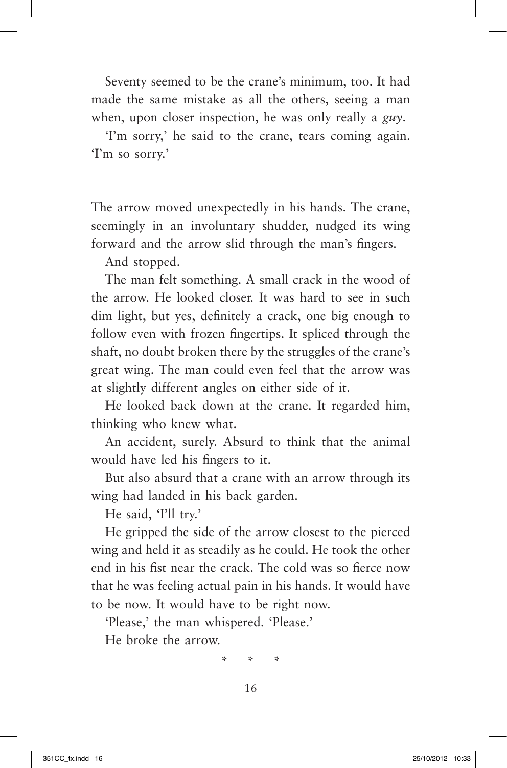Seventy seemed to be the crane's minimum, too. It had made the same mistake as all the others, seeing a man when, upon closer inspection, he was only really a *guy*.

'I'm sorry,' he said to the crane, tears coming again. 'I'm so sorry.'

The arrow moved unexpectedly in his hands. The crane, seemingly in an involuntary shudder, nudged its wing forward and the arrow slid through the man's fingers.

And stopped.

The man felt something. A small crack in the wood of the arrow. He looked closer. It was hard to see in such dim light, but yes, definitely a crack, one big enough to follow even with frozen fingertips. It spliced through the shaft, no doubt broken there by the struggles of the crane's great wing. The man could even feel that the arrow was at slightly different angles on either side of it.

He looked back down at the crane. It regarded him, thinking who knew what.

An accident, surely. Absurd to think that the animal would have led his fingers to it.

But also absurd that a crane with an arrow through its wing had landed in his back garden.

He said, 'I'll try.'

He gripped the side of the arrow closest to the pierced wing and held it as steadily as he could. He took the other end in his fist near the crack. The cold was so fierce now that he was feeling actual pain in his hands. It would have to be now. It would have to be right now.

'Please,' the man whispered. 'Please.'

He broke the arrow.

\* \* \*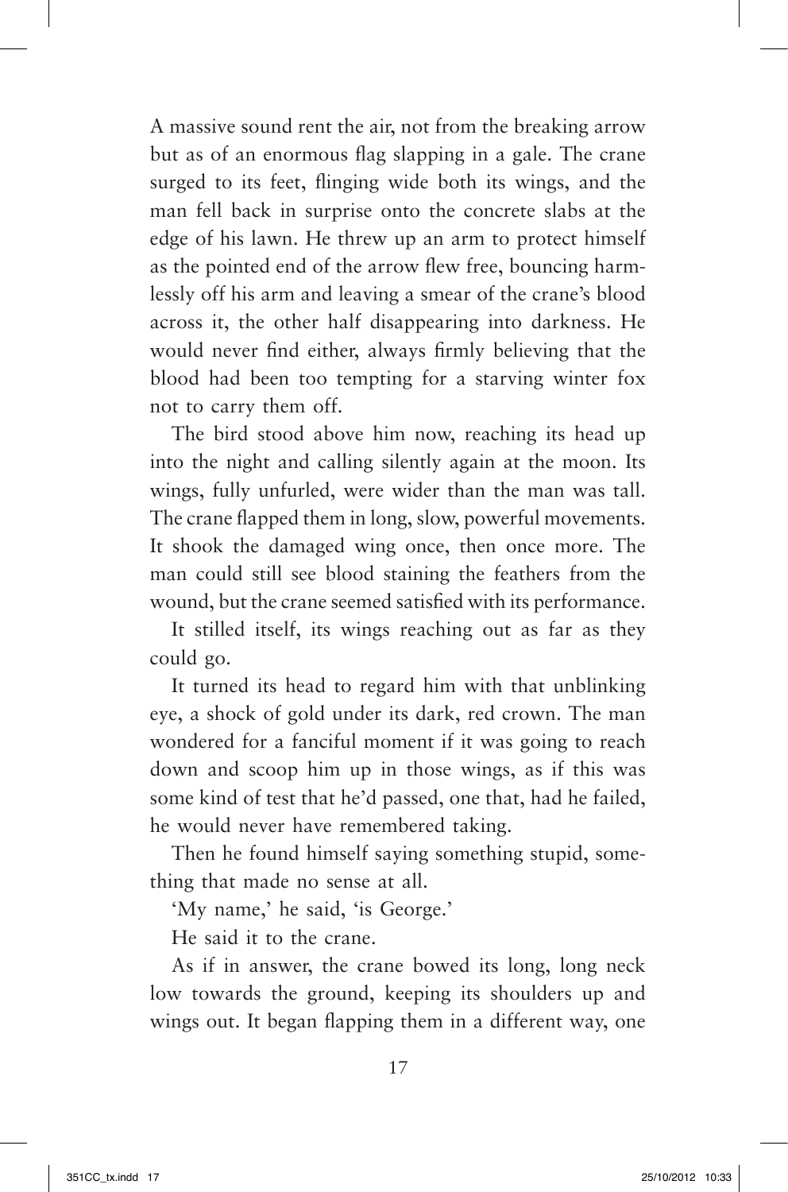A massive sound rent the air, not from the breaking arrow but as of an enormous flag slapping in a gale. The crane surged to its feet, flinging wide both its wings, and the man fell back in surprise onto the concrete slabs at the edge of his lawn. He threw up an arm to protect himself as the pointed end of the arrow flew free, bouncing harmlessly off his arm and leaving a smear of the crane's blood across it, the other half disappearing into darkness. He would never find either, always firmly believing that the blood had been too tempting for a starving winter fox not to carry them off.

The bird stood above him now, reaching its head up into the night and calling silently again at the moon. Its wings, fully unfurled, were wider than the man was tall. The crane flapped them in long, slow, powerful movements. It shook the damaged wing once, then once more. The man could still see blood staining the feathers from the wound, but the crane seemed satisfied with its performance.

It stilled itself, its wings reaching out as far as they could go.

It turned its head to regard him with that unblinking eye, a shock of gold under its dark, red crown. The man wondered for a fanciful moment if it was going to reach down and scoop him up in those wings, as if this was some kind of test that he'd passed, one that, had he failed, he would never have remembered taking.

Then he found himself saying something stupid, something that made no sense at all.

'My name,' he said, 'is George.'

He said it to the crane.

As if in answer, the crane bowed its long, long neck low towards the ground, keeping its shoulders up and wings out. It began flapping them in a different way, one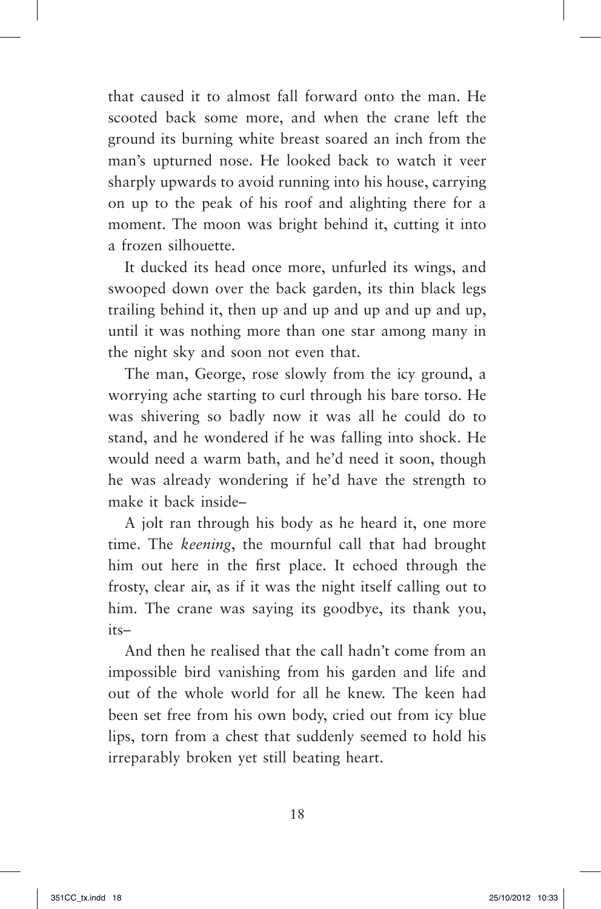that caused it to almost fall forward onto the man. He scooted back some more, and when the crane left the ground its burning white breast soared an inch from the man's upturned nose. He looked back to watch it veer sharply upwards to avoid running into his house, carrying on up to the peak of his roof and alighting there for a moment. The moon was bright behind it, cutting it into a frozen silhouette.

It ducked its head once more, unfurled its wings, and swooped down over the back garden, its thin black legs trailing behind it, then up and up and up and up and up, until it was nothing more than one star among many in the night sky and soon not even that.

The man, George, rose slowly from the icy ground, a worrying ache starting to curl through his bare torso. He was shivering so badly now it was all he could do to stand, and he wondered if he was falling into shock. He would need a warm bath, and he'd need it soon, though he was already wondering if he'd have the strength to make it back inside–

A jolt ran through his body as he heard it, one more time. The *keening*, the mournful call that had brought him out here in the first place. It echoed through the frosty, clear air, as if it was the night itself calling out to him. The crane was saying its goodbye, its thank you, its–

And then he realised that the call hadn't come from an impossible bird vanishing from his garden and life and out of the whole world for all he knew. The keen had been set free from his own body, cried out from icy blue lips, torn from a chest that suddenly seemed to hold his irreparably broken yet still beating heart.